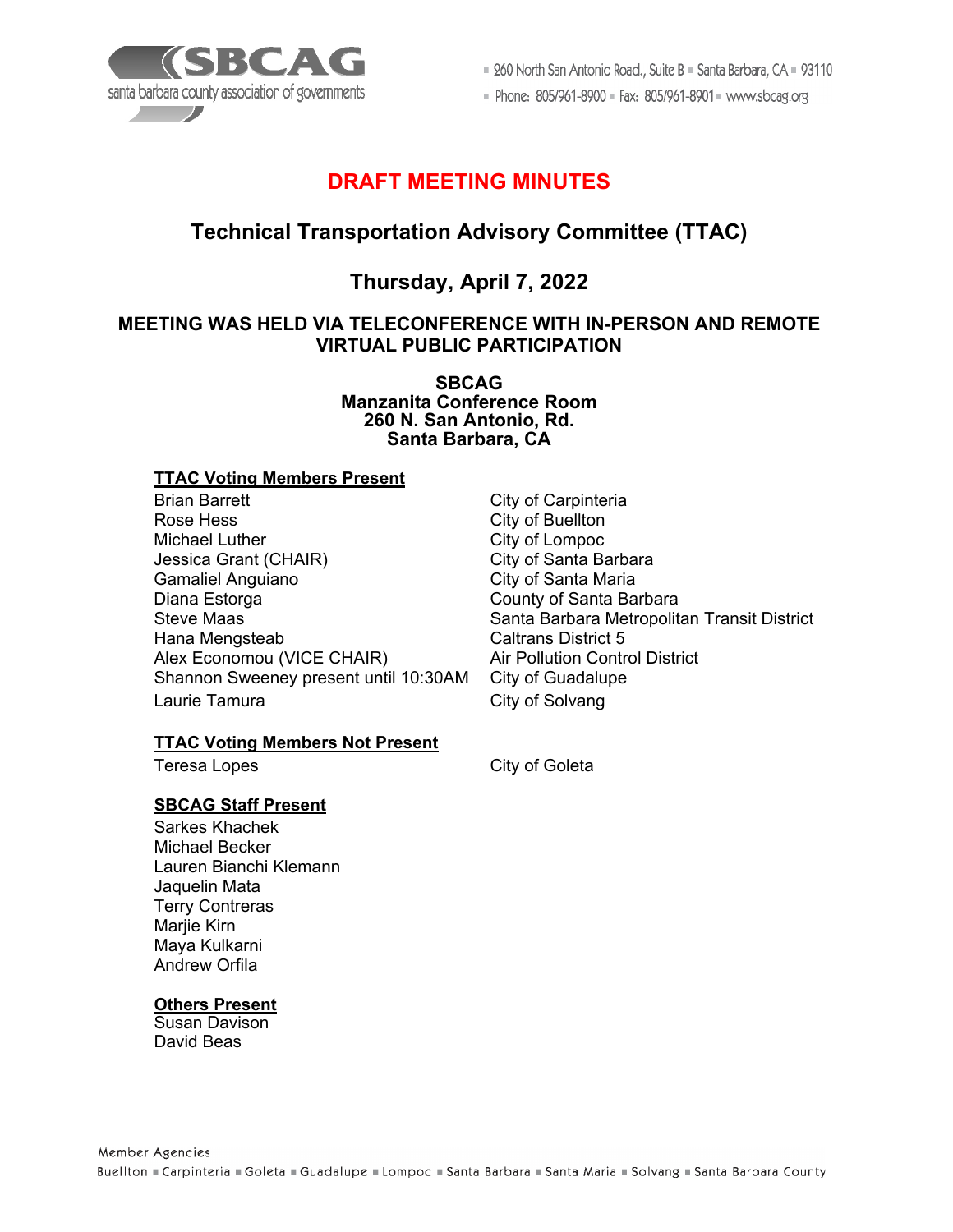SBCAG
santa barbara county association of governments

260 North San Antonio Road., Suite B ▪ Santa Barbara, CA ▪ 93110
Phone: 805/961-8900 ▪ Fax: 805/961-8901 ▪ www.sbcag.org

# DRAFT MEETING MINUTES

## Technical Transportation Advisory Committee (TTAC)

## Thursday, April 7, 2022

### MEETING WAS HELD VIA TELECONFERENCE WITH IN-PERSON AND REMOTE VIRTUAL PUBLIC PARTICIPATION

**SBCAG**
**Manzanita Conference Room**
**260 N. San Antonio, Rd.**
**Santa Barbara, CA**

**TTAC Voting Members Present**

| | |
|---|---|
| Brian Barrett | City of Carpinteria |
| Rose Hess | City of Buellton |
| Michael Luther | City of Lompoc |
| Jessica Grant (CHAIR) | City of Santa Barbara |
| Gamaliel Anguiano | City of Santa Maria |
| Diana Estorga | County of Santa Barbara |
| Steve Maas | Santa Barbara Metropolitan Transit District |
| Hana Mengsteab | Caltrans District 5 |
| Alex Economou (VICE CHAIR) | Air Pollution Control District |
| Shannon Sweeney present until 10:30AM | City of Guadalupe |
| Laurie Tamura | City of Solvang |

**TTAC Voting Members Not Present**

| | |
|---|---|
| Teresa Lopes | City of Goleta |

**SBCAG Staff Present**

Sarkes Khachek
Michael Becker
Lauren Bianchi Klemann
Jaquelin Mata
Terry Contreras
Marjie Kirn
Maya Kulkarni
Andrew Orfila

**Others Present**

Susan Davison
David Beas

Member Agencies
Buellton ▪ Carpinteria ▪ Goleta ▪ Guadalupe ▪ Lompoc ▪ Santa Barbara ▪ Santa Maria ▪ Solvang ▪ Santa Barbara County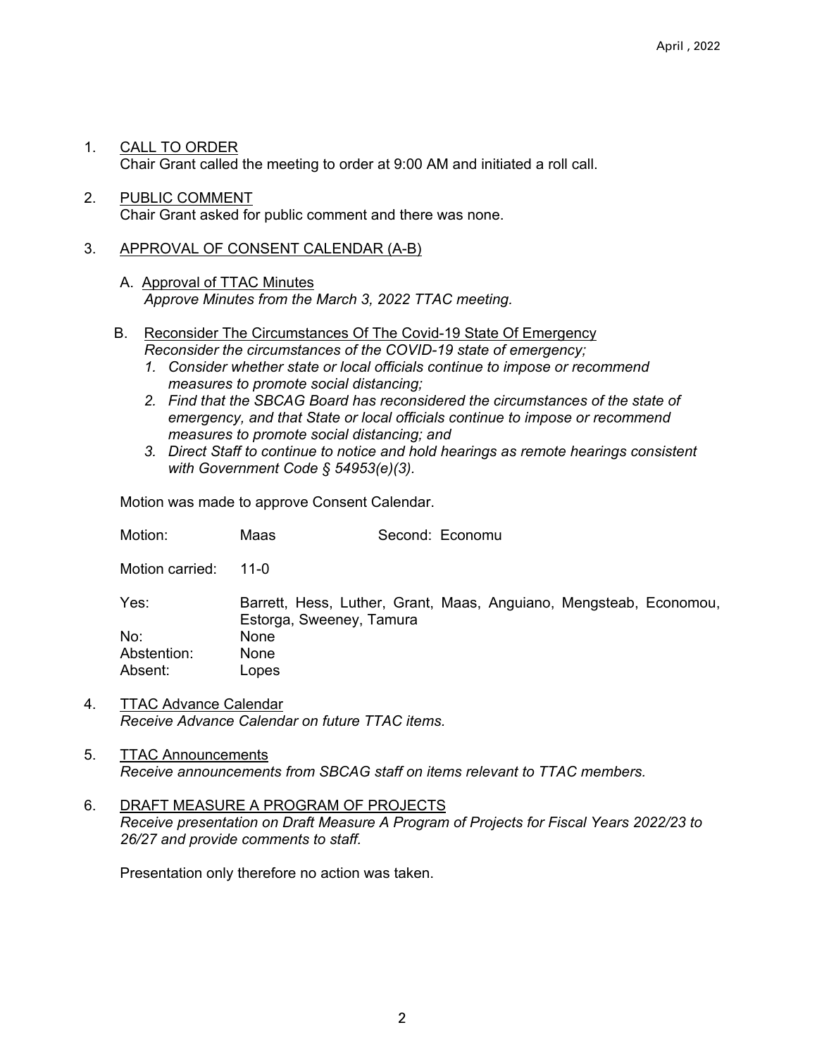1. CALL TO ORDER
   Chair Grant called the meeting to order at 9:00 AM and initiated a roll call.

2. PUBLIC COMMENT
   Chair Grant asked for public comment and there was none.

3. APPROVAL OF CONSENT CALENDAR (A-B)

   A. Approval of TTAC Minutes
      *Approve Minutes from the March 3, 2022 TTAC meeting.*

   B. Reconsider The Circumstances Of The Covid-19 State Of Emergency
      *Reconsider the circumstances of the COVID-19 state of emergency;*
      1. *Consider whether state or local officials continue to impose or recommend measures to promote social distancing;*
      2. *Find that the SBCAG Board has reconsidered the circumstances of the state of emergency, and that State or local officials continue to impose or recommend measures to promote social distancing; and*
      3. *Direct Staff to continue to notice and hold hearings as remote hearings consistent with Government Code § 54953(e)(3).*

   Motion was made to approve Consent Calendar.

   Motion: Maas Second: Economu

   Motion carried: 11-0

   Yes: Barrett, Hess, Luther, Grant, Maas, Anguiano, Mengsteab, Economou, Estorga, Sweeney, Tamura
   No: None
   Abstention: None
   Absent: Lopes

4. TTAC Advance Calendar
   *Receive Advance Calendar on future TTAC items.*

5. TTAC Announcements
   *Receive announcements from SBCAG staff on items relevant to TTAC members.*

6. DRAFT MEASURE A PROGRAM OF PROJECTS
   *Receive presentation on Draft Measure A Program of Projects for Fiscal Years 2022/23 to 26/27 and provide comments to staff.*

   Presentation only therefore no action was taken.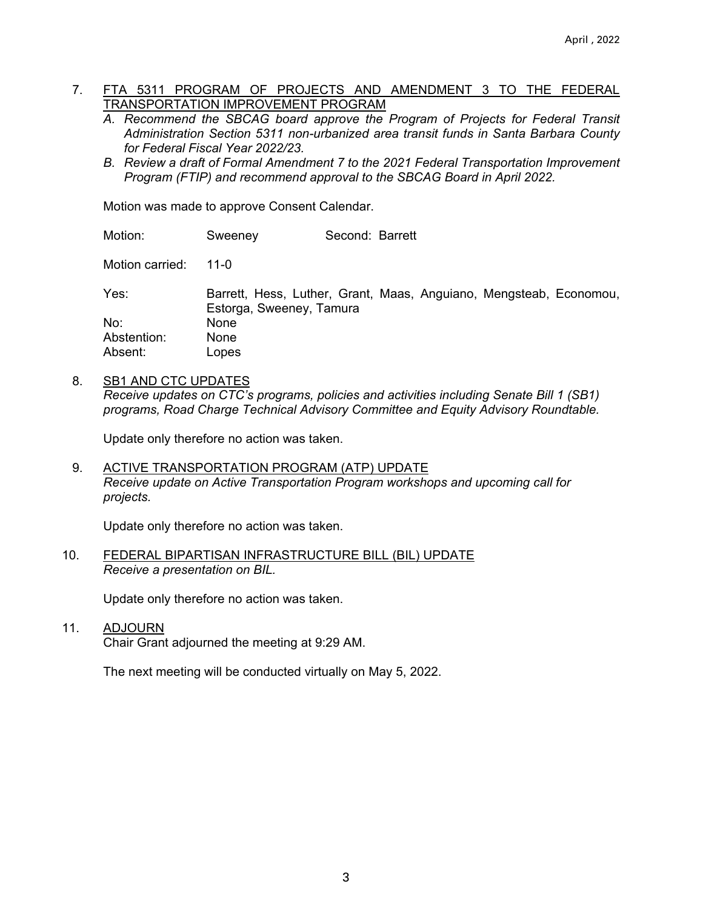7. FTA 5311 PROGRAM OF PROJECTS AND AMENDMENT 3 TO THE FEDERAL TRANSPORTATION IMPROVEMENT PROGRAM

   *A. Recommend the SBCAG board approve the Program of Projects for Federal Transit Administration Section 5311 non-urbanized area transit funds in Santa Barbara County for Federal Fiscal Year 2022/23.*

   *B. Review a draft of Formal Amendment 7 to the 2021 Federal Transportation Improvement Program (FTIP) and recommend approval to the SBCAG Board in April 2022.*

   Motion was made to approve Consent Calendar.

   Motion: Sweeney Second: Barrett

   Motion carried: 11-0

   Yes: Barrett, Hess, Luther, Grant, Maas, Anguiano, Mengsteab, Economou, Estorga, Sweeney, Tamura
   No: None
   Abstention: None
   Absent: Lopes

8. SB1 AND CTC UPDATES

   *Receive updates on CTC's programs, policies and activities including Senate Bill 1 (SB1) programs, Road Charge Technical Advisory Committee and Equity Advisory Roundtable.*

   Update only therefore no action was taken.

9. ACTIVE TRANSPORTATION PROGRAM (ATP) UPDATE

   *Receive update on Active Transportation Program workshops and upcoming call for projects.*

   Update only therefore no action was taken.

10. FEDERAL BIPARTISAN INFRASTRUCTURE BILL (BIL) UPDATE

    *Receive a presentation on BIL.*

    Update only therefore no action was taken.

11. ADJOURN

    Chair Grant adjourned the meeting at 9:29 AM.

    The next meeting will be conducted virtually on May 5, 2022.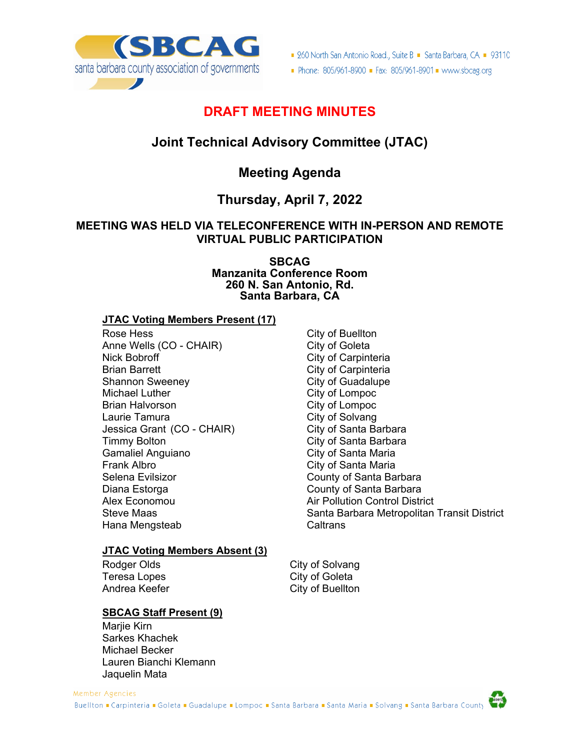# DRAFT MEETING MINUTES

## Joint Technical Advisory Committee (JTAC)

## Meeting Agenda

## Thursday, April 7, 2022

**MEETING WAS HELD VIA TELECONFERENCE WITH IN-PERSON AND REMOTE VIRTUAL PUBLIC PARTICIPATION**

**SBCAG**
**Manzanita Conference Room**
**260 N. San Antonio, Rd.**
**Santa Barbara, CA**

**JTAC Voting Members Present (17)**

| | |
|---|---|
| Rose Hess | City of Buellton |
| Anne Wells (CO - CHAIR) | City of Goleta |
| Nick Bobroff | City of Carpinteria |
| Brian Barrett | City of Carpinteria |
| Shannon Sweeney | City of Guadalupe |
| Michael Luther | City of Lompoc |
| Brian Halvorson | City of Lompoc |
| Laurie Tamura | City of Solvang |
| Jessica Grant (CO - CHAIR) | City of Santa Barbara |
| Timmy Bolton | City of Santa Barbara |
| Gamaliel Anguiano | City of Santa Maria |
| Frank Albro | City of Santa Maria |
| Selena Evilsizor | County of Santa Barbara |
| Diana Estorga | County of Santa Barbara |
| Alex Economou | Air Pollution Control District |
| Steve Maas | Santa Barbara Metropolitan Transit District |
| Hana Mengsteab | Caltrans |

**JTAC Voting Members Absent (3)**

| | |
|---|---|
| Rodger Olds | City of Solvang |
| Teresa Lopes | City of Goleta |
| Andrea Keefer | City of Buellton |

**SBCAG Staff Present (9)**

Marjie Kirn
Sarkes Khachek
Michael Becker
Lauren Bianchi Klemann
Jaquelin Mata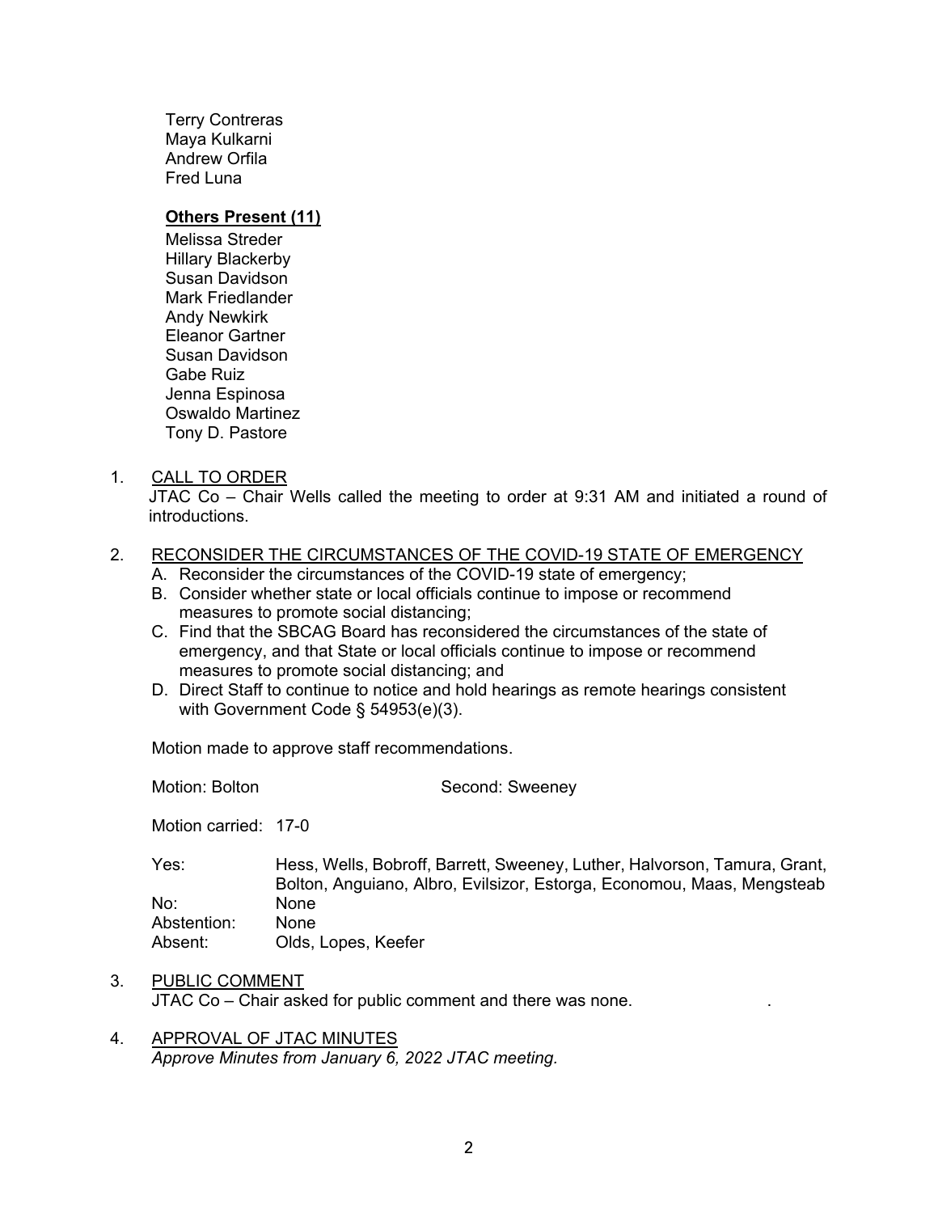Terry Contreras
Maya Kulkarni
Andrew Orfila
Fred Luna

**Others Present (11)**

Melissa Streder
Hillary Blackerby
Susan Davidson
Mark Friedlander
Andy Newkirk
Eleanor Gartner
Susan Davidson
Gabe Ruiz
Jenna Espinosa
Oswaldo Martinez
Tony D. Pastore

1. CALL TO ORDER

   JTAC Co – Chair Wells called the meeting to order at 9:31 AM and initiated a round of introductions.

2. RECONSIDER THE CIRCUMSTANCES OF THE COVID-19 STATE OF EMERGENCY

   A. Reconsider the circumstances of the COVID-19 state of emergency;
   B. Consider whether state or local officials continue to impose or recommend measures to promote social distancing;
   C. Find that the SBCAG Board has reconsidered the circumstances of the state of emergency, and that State or local officials continue to impose or recommend measures to promote social distancing; and
   D. Direct Staff to continue to notice and hold hearings as remote hearings consistent with Government Code § 54953(e)(3).

   Motion made to approve staff recommendations.

   Motion: Bolton Second: Sweeney

   Motion carried: 17-0

   Yes: Hess, Wells, Bobroff, Barrett, Sweeney, Luther, Halvorson, Tamura, Grant, Bolton, Anguiano, Albro, Evilsizor, Estorga, Economou, Maas, Mengsteab
   No: None
   Abstention: None
   Absent: Olds, Lopes, Keefer

3. PUBLIC COMMENT

   JTAC Co – Chair asked for public comment and there was none.

4. APPROVAL OF JTAC MINUTES

   *Approve Minutes from January 6, 2022 JTAC meeting.*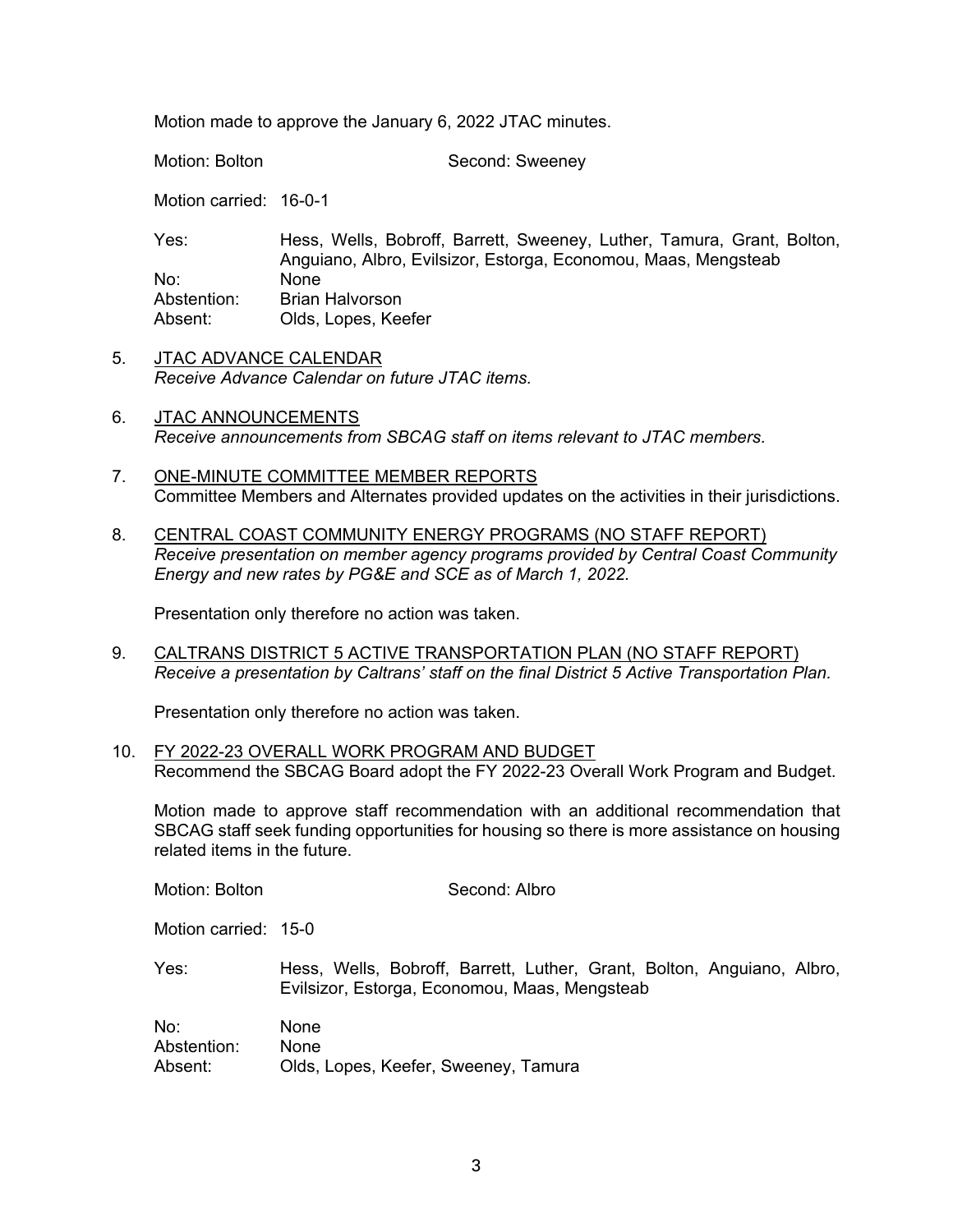Motion made to approve the January 6, 2022 JTAC minutes.

Motion: Bolton Second: Sweeney

Motion carried: 16-0-1

Yes: Hess, Wells, Bobroff, Barrett, Sweeney, Luther, Tamura, Grant, Bolton, Anguiano, Albro, Evilsizor, Estorga, Economou, Maas, Mengsteab
No: None
Abstention: Brian Halvorson
Absent: Olds, Lopes, Keefer

5. <u>JTAC ADVANCE CALENDAR</u>
   *Receive Advance Calendar on future JTAC items.*

6. <u>JTAC ANNOUNCEMENTS</u>
   *Receive announcements from SBCAG staff on items relevant to JTAC members.*

7. <u>ONE-MINUTE COMMITTEE MEMBER REPORTS</u>
   Committee Members and Alternates provided updates on the activities in their jurisdictions.

8. <u>CENTRAL COAST COMMUNITY ENERGY PROGRAMS (NO STAFF REPORT)</u>
   *Receive presentation on member agency programs provided by Central Coast Community Energy and new rates by PG&E and SCE as of March 1, 2022.*

   Presentation only therefore no action was taken.

9. <u>CALTRANS DISTRICT 5 ACTIVE TRANSPORTATION PLAN (NO STAFF REPORT)</u>
   *Receive a presentation by Caltrans' staff on the final District 5 Active Transportation Plan.*

   Presentation only therefore no action was taken.

10. <u>FY 2022-23 OVERALL WORK PROGRAM AND BUDGET</u>
    Recommend the SBCAG Board adopt the FY 2022-23 Overall Work Program and Budget.

    Motion made to approve staff recommendation with an additional recommendation that SBCAG staff seek funding opportunities for housing so there is more assistance on housing related items in the future.

    Motion: Bolton Second: Albro

    Motion carried: 15-0

    Yes: Hess, Wells, Bobroff, Barrett, Luther, Grant, Bolton, Anguiano, Albro, Evilsizor, Estorga, Economou, Maas, Mengsteab

    No: None
    Abstention: None
    Absent: Olds, Lopes, Keefer, Sweeney, Tamura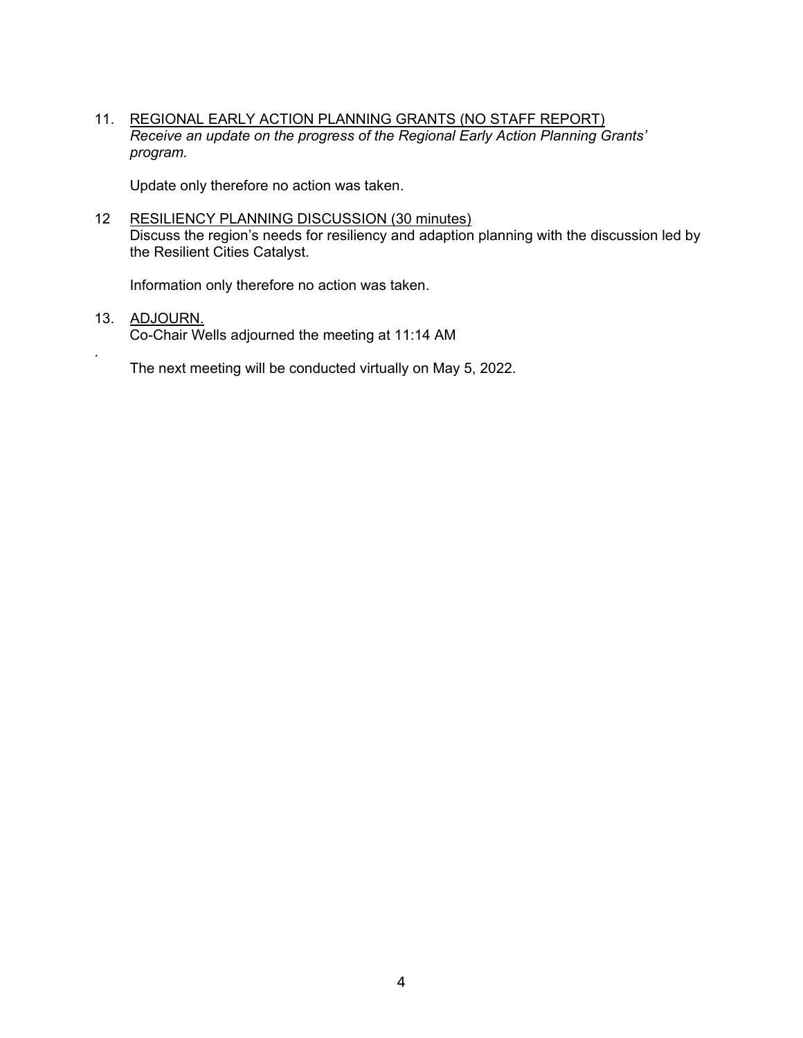11. <u>REGIONAL EARLY ACTION PLANNING GRANTS (NO STAFF REPORT)</u>
    *Receive an update on the progress of the Regional Early Action Planning Grants' program.*

    Update only therefore no action was taken.

12 <u>RESILIENCY PLANNING DISCUSSION (30 minutes)</u>
    Discuss the region's needs for resiliency and adaption planning with the discussion led by the Resilient Cities Catalyst.

    Information only therefore no action was taken.

13. <u>ADJOURN.</u>
    Co-Chair Wells adjourned the meeting at 11:14 AM

.
    The next meeting will be conducted virtually on May 5, 2022.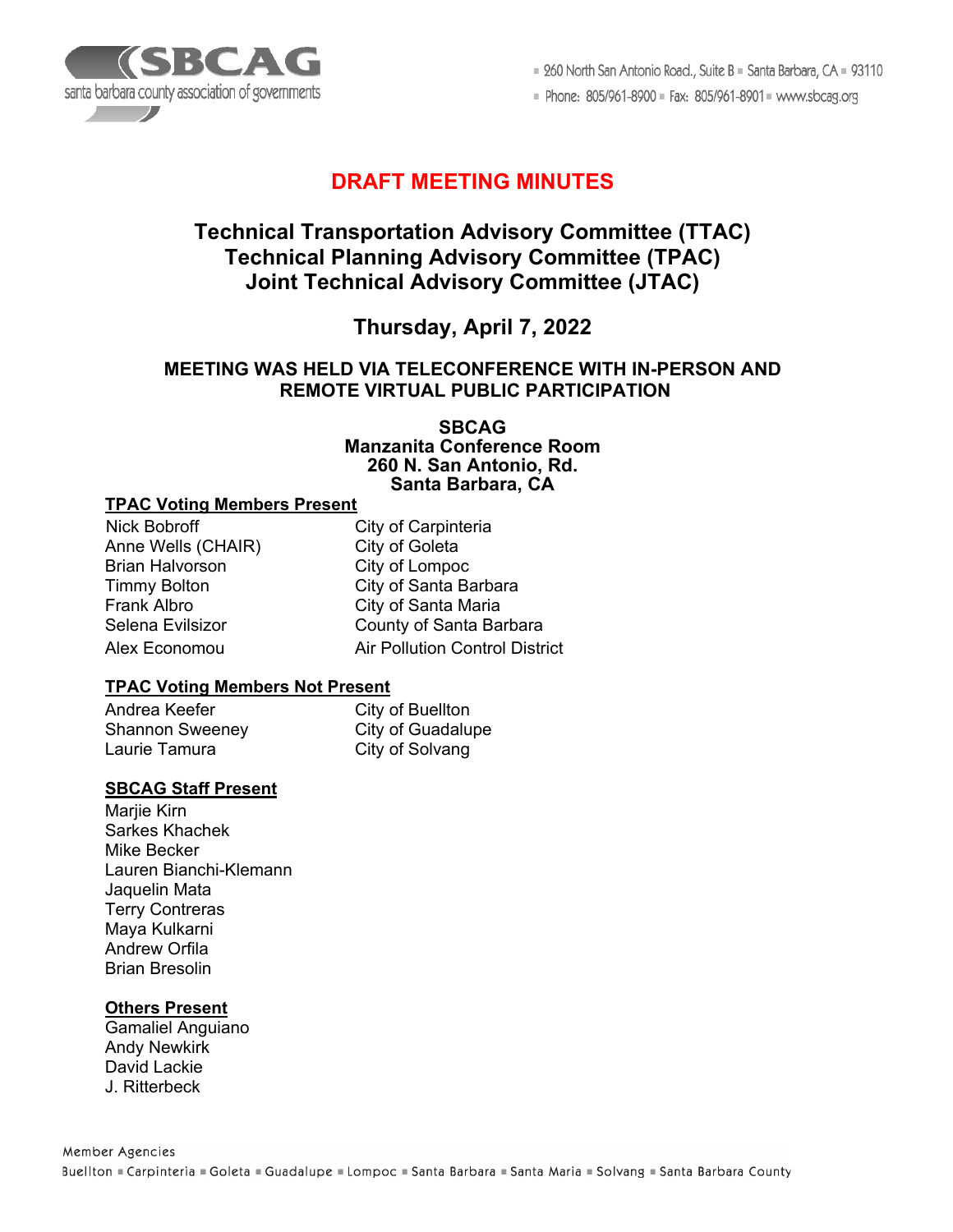# DRAFT MEETING MINUTES

## Technical Transportation Advisory Committee (TTAC)
## Technical Planning Advisory Committee (TPAC)
## Joint Technical Advisory Committee (JTAC)

### Thursday, April 7, 2022

**MEETING WAS HELD VIA TELECONFERENCE WITH IN-PERSON AND REMOTE VIRTUAL PUBLIC PARTICIPATION**

**SBCAG**
**Manzanita Conference Room**
**260 N. San Antonio, Rd.**
**Santa Barbara, CA**

**TPAC Voting Members Present**

| | |
|---|---|
| Nick Bobroff | City of Carpinteria |
| Anne Wells (CHAIR) | City of Goleta |
| Brian Halvorson | City of Lompoc |
| Timmy Bolton | City of Santa Barbara |
| Frank Albro | City of Santa Maria |
| Selena Evilsizor | County of Santa Barbara |
| Alex Economou | Air Pollution Control District |

**TPAC Voting Members Not Present**

| | |
|---|---|
| Andrea Keefer | City of Buellton |
| Shannon Sweeney | City of Guadalupe |
| Laurie Tamura | City of Solvang |

**SBCAG Staff Present**

Marjie Kirn
Sarkes Khachek
Mike Becker
Lauren Bianchi-Klemann
Jaquelin Mata
Terry Contreras
Maya Kulkarni
Andrew Orfila
Brian Bresolin

**Others Present**

Gamaliel Anguiano
Andy Newkirk
David Lackie
J. Ritterbeck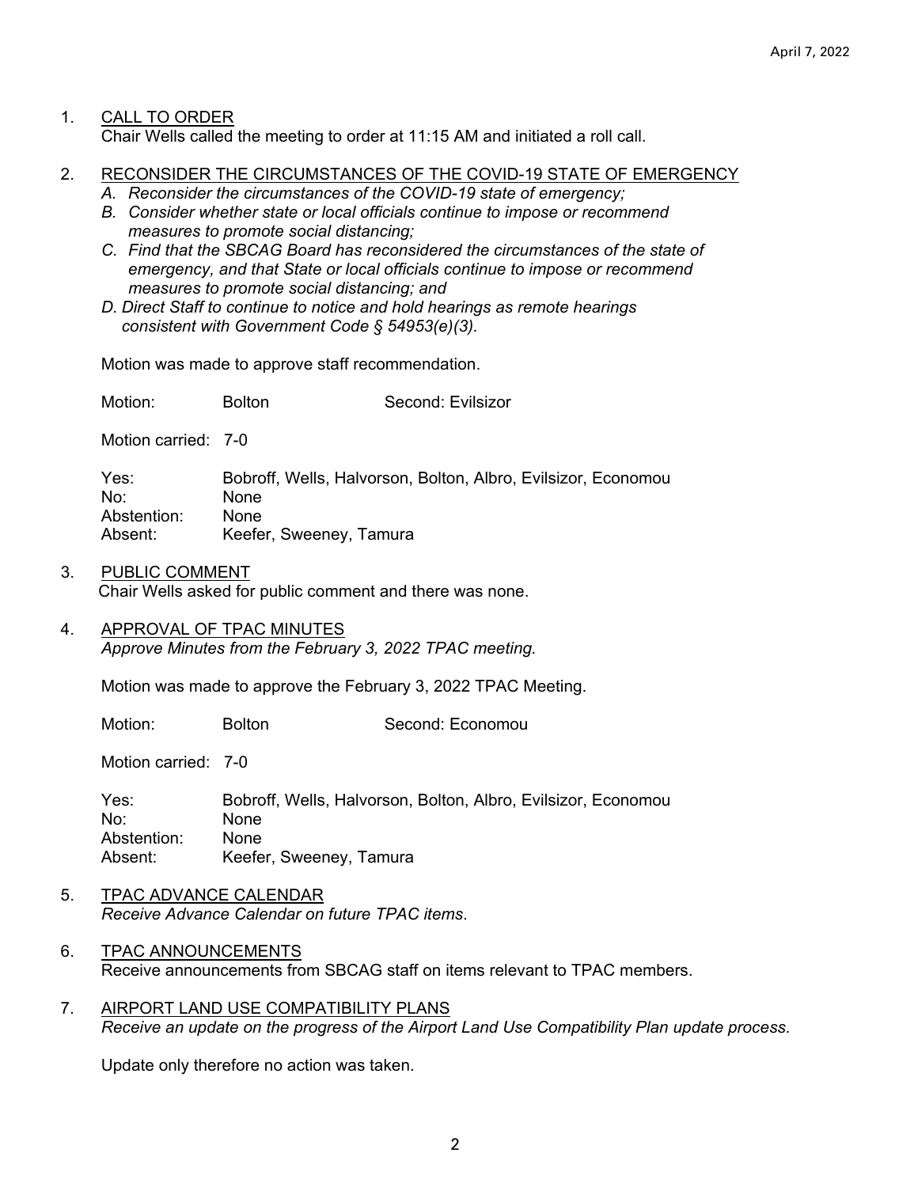1. CALL TO ORDER

Chair Wells called the meeting to order at 11:15 AM and initiated a roll call.

2. RECONSIDER THE CIRCUMSTANCES OF THE COVID-19 STATE OF EMERGENCY

*A. Reconsider the circumstances of the COVID-19 state of emergency;*
*B. Consider whether state or local officials continue to impose or recommend measures to promote social distancing;*
*C. Find that the SBCAG Board has reconsidered the circumstances of the state of emergency, and that State or local officials continue to impose or recommend measures to promote social distancing; and*
*D. Direct Staff to continue to notice and hold hearings as remote hearings consistent with Government Code § 54953(e)(3).*

Motion was made to approve staff recommendation.

Motion: Bolton Second: Evilsizor

Motion carried: 7-0

Yes: Bobroff, Wells, Halvorson, Bolton, Albro, Evilsizor, Economou
No: None
Abstention: None
Absent: Keefer, Sweeney, Tamura

3. PUBLIC COMMENT

Chair Wells asked for public comment and there was none.

4. APPROVAL OF TPAC MINUTES

*Approve Minutes from the February 3, 2022 TPAC meeting.*

Motion was made to approve the February 3, 2022 TPAC Meeting.

Motion: Bolton Second: Economou

Motion carried: 7-0

Yes: Bobroff, Wells, Halvorson, Bolton, Albro, Evilsizor, Economou
No: None
Abstention: None
Absent: Keefer, Sweeney, Tamura

5. TPAC ADVANCE CALENDAR

*Receive Advance Calendar on future TPAC items*.

6. TPAC ANNOUNCEMENTS

Receive announcements from SBCAG staff on items relevant to TPAC members.

7. AIRPORT LAND USE COMPATIBILITY PLANS

*Receive an update on the progress of the Airport Land Use Compatibility Plan update process.*

Update only therefore no action was taken.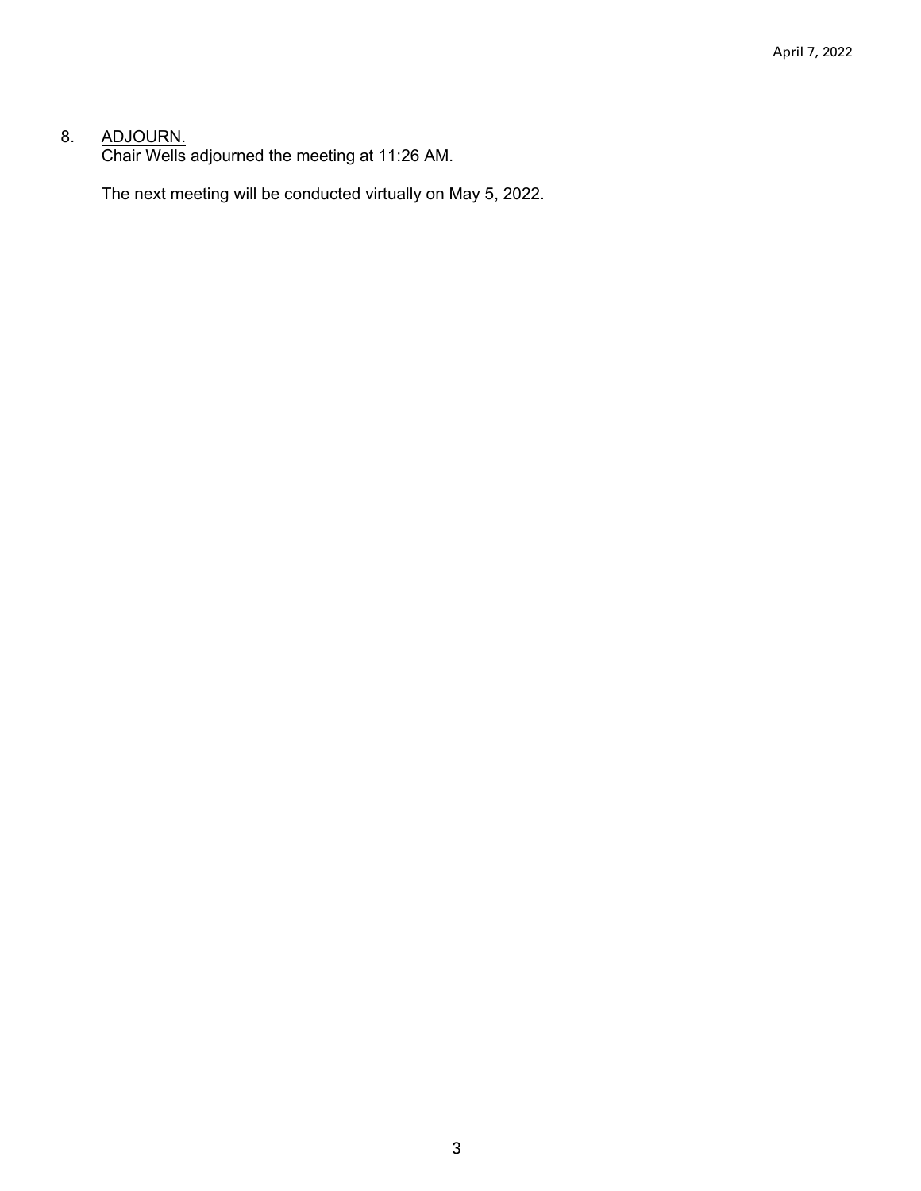8. <u>ADJOURN.</u>
   Chair Wells adjourned the meeting at 11:26 AM.

   The next meeting will be conducted virtually on May 5, 2022.